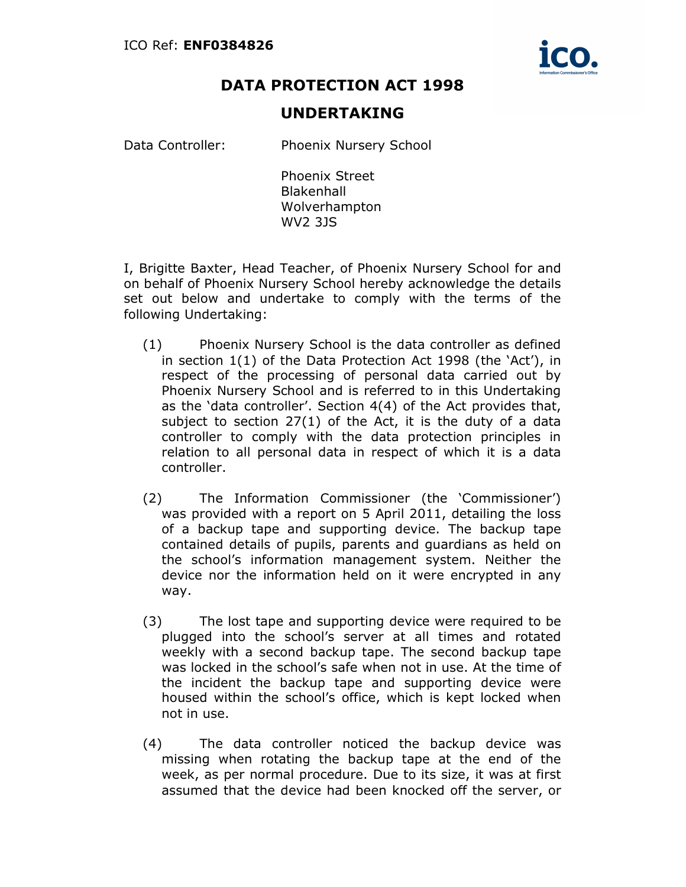ICO Ref: **ENF0384826**

# DATA PROTECTION ACT 1998

## UNDERTAKING

Data Controller: Phoenix Nursery School

Phoenix Street
Blakenhall
Wolverhampton
WV2 3JS

I, Brigitte Baxter, Head Teacher, of Phoenix Nursery School for and on behalf of Phoenix Nursery School hereby acknowledge the details set out below and undertake to comply with the terms of the following Undertaking:

(1) Phoenix Nursery School is the data controller as defined in section 1(1) of the Data Protection Act 1998 (the 'Act'), in respect of the processing of personal data carried out by Phoenix Nursery School and is referred to in this Undertaking as the 'data controller'. Section 4(4) of the Act provides that, subject to section 27(1) of the Act, it is the duty of a data controller to comply with the data protection principles in relation to all personal data in respect of which it is a data controller.

(2) The Information Commissioner (the 'Commissioner') was provided with a report on 5 April 2011, detailing the loss of a backup tape and supporting device. The backup tape contained details of pupils, parents and guardians as held on the school's information management system. Neither the device nor the information held on it were encrypted in any way.

(3) The lost tape and supporting device were required to be plugged into the school's server at all times and rotated weekly with a second backup tape. The second backup tape was locked in the school's safe when not in use. At the time of the incident the backup tape and supporting device were housed within the school's office, which is kept locked when not in use.

(4) The data controller noticed the backup device was missing when rotating the backup tape at the end of the week, as per normal procedure. Due to its size, it was at first assumed that the device had been knocked off the server, or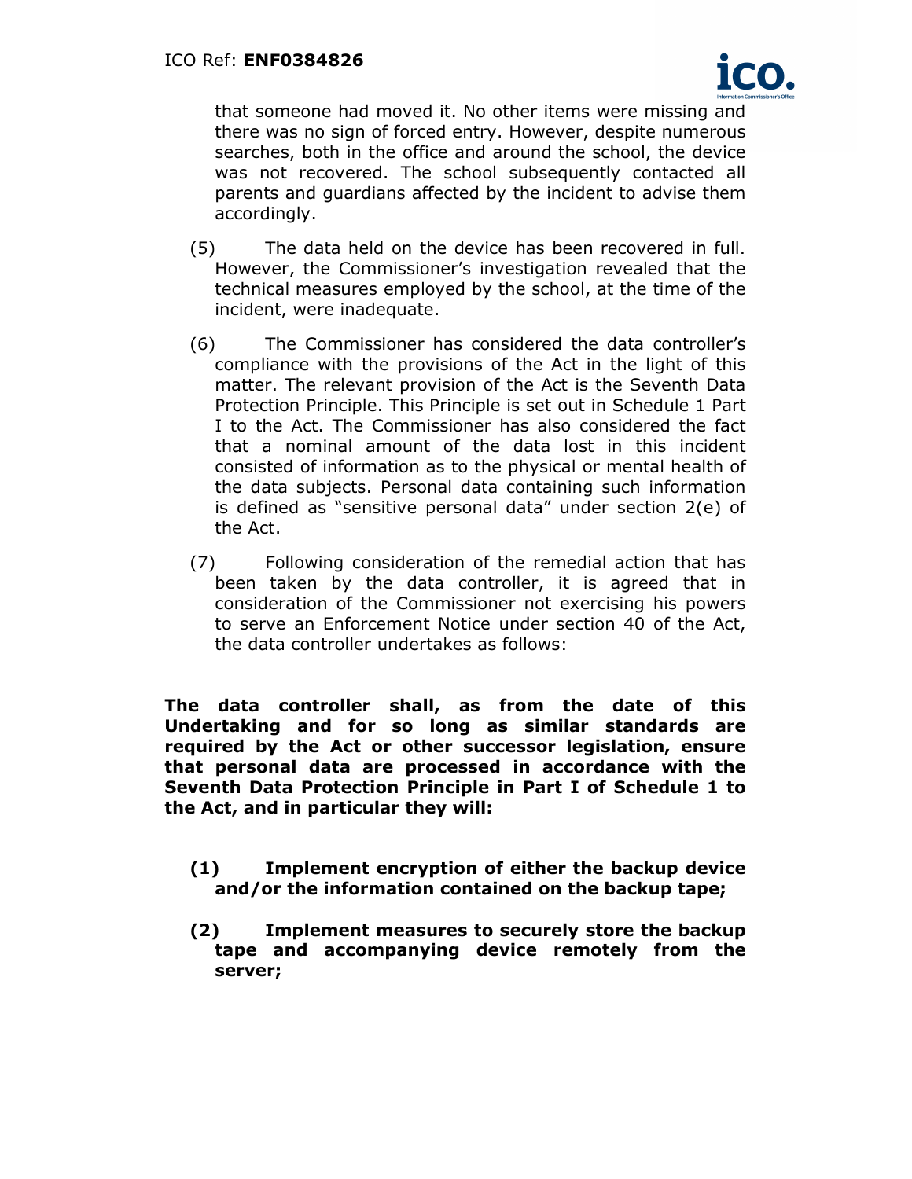that someone had moved it. No other items were missing and there was no sign of forced entry. However, despite numerous searches, both in the office and around the school, the device was not recovered. The school subsequently contacted all parents and guardians affected by the incident to advise them accordingly.

(5) The data held on the device has been recovered in full. However, the Commissioner's investigation revealed that the technical measures employed by the school, at the time of the incident, were inadequate.

(6) The Commissioner has considered the data controller's compliance with the provisions of the Act in the light of this matter. The relevant provision of the Act is the Seventh Data Protection Principle. This Principle is set out in Schedule 1 Part I to the Act. The Commissioner has also considered the fact that a nominal amount of the data lost in this incident consisted of information as to the physical or mental health of the data subjects. Personal data containing such information is defined as "sensitive personal data" under section 2(e) of the Act.

(7) Following consideration of the remedial action that has been taken by the data controller, it is agreed that in consideration of the Commissioner not exercising his powers to serve an Enforcement Notice under section 40 of the Act, the data controller undertakes as follows:

**The data controller shall, as from the date of this Undertaking and for so long as similar standards are required by the Act or other successor legislation, ensure that personal data are processed in accordance with the Seventh Data Protection Principle in Part I of Schedule 1 to the Act, and in particular they will:**

**(1) Implement encryption of either the backup device and/or the information contained on the backup tape;**

**(2) Implement measures to securely store the backup tape and accompanying device remotely from the server;**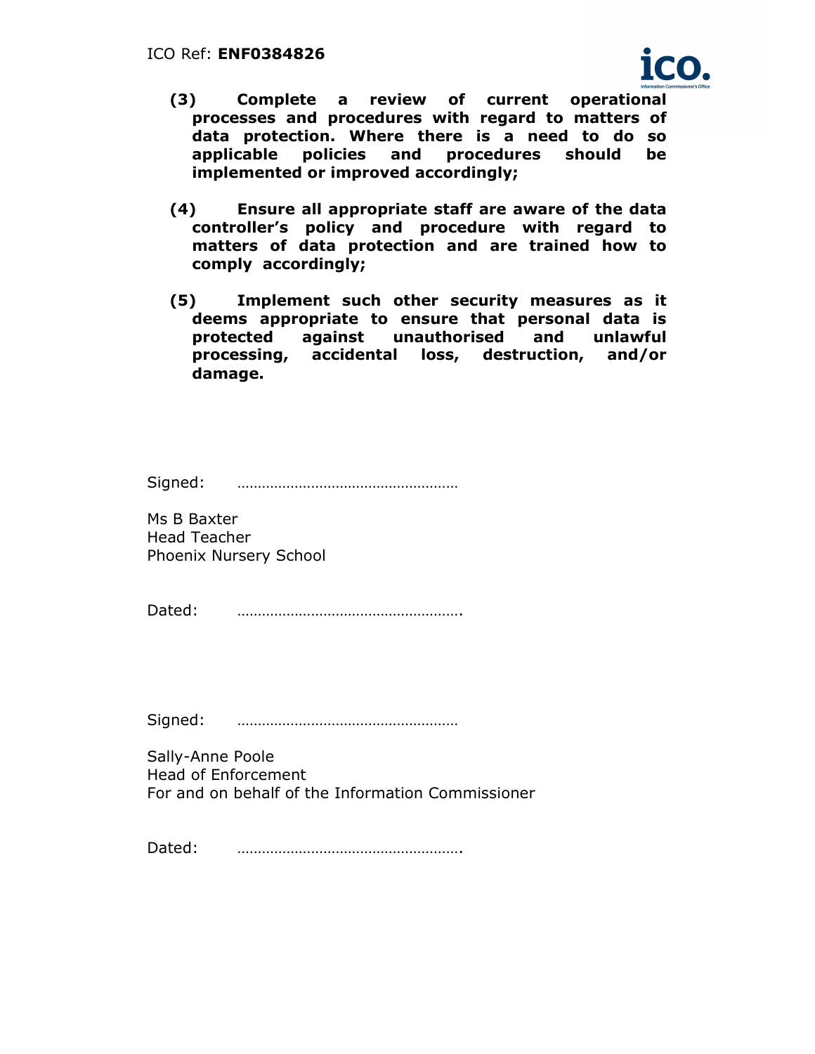**(3) Complete a review of current operational processes and procedures with regard to matters of data protection. Where there is a need to do so applicable policies and procedures should be implemented or improved accordingly;**

**(4) Ensure all appropriate staff are aware of the data controller's policy and procedure with regard to matters of data protection and are trained how to comply accordingly;**

**(5) Implement such other security measures as it deems appropriate to ensure that personal data is protected against unauthorised and unlawful processing, accidental loss, destruction, and/or damage.**

Signed: ………………………………………………

Ms B Baxter
Head Teacher
Phoenix Nursery School

Dated: ……………………………………………….

Signed: ………………………………………………

Sally-Anne Poole
Head of Enforcement
For and on behalf of the Information Commissioner

Dated: ……………………………………………….